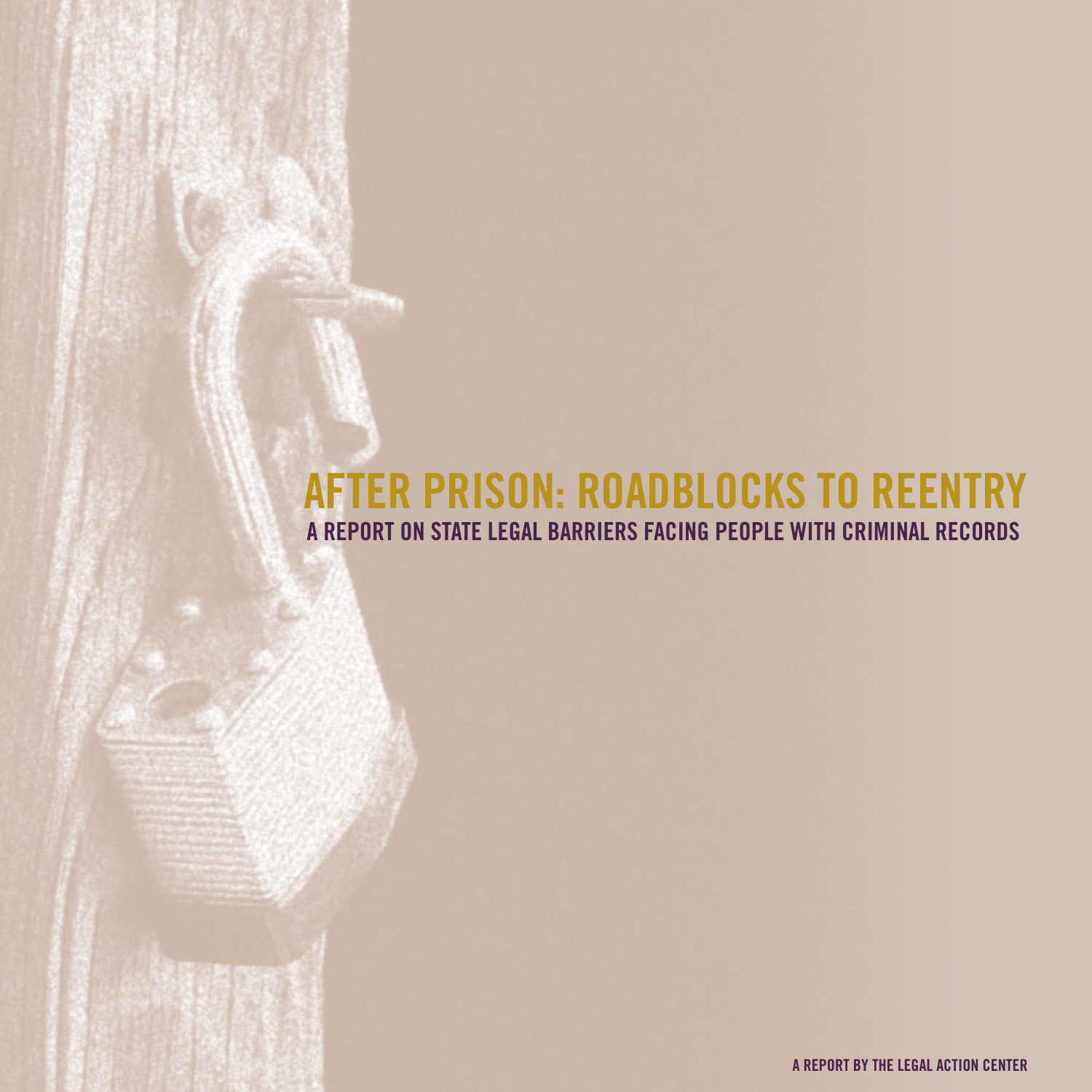# AFTER PRISON: ROADBLOCKS TO REENTRY

## A REPORT ON STATE LEGAL BARRIERS FACING PEOPLE WITH CRIMINAL RECORDS

A REPORT BY THE LEGAL ACTION CENTER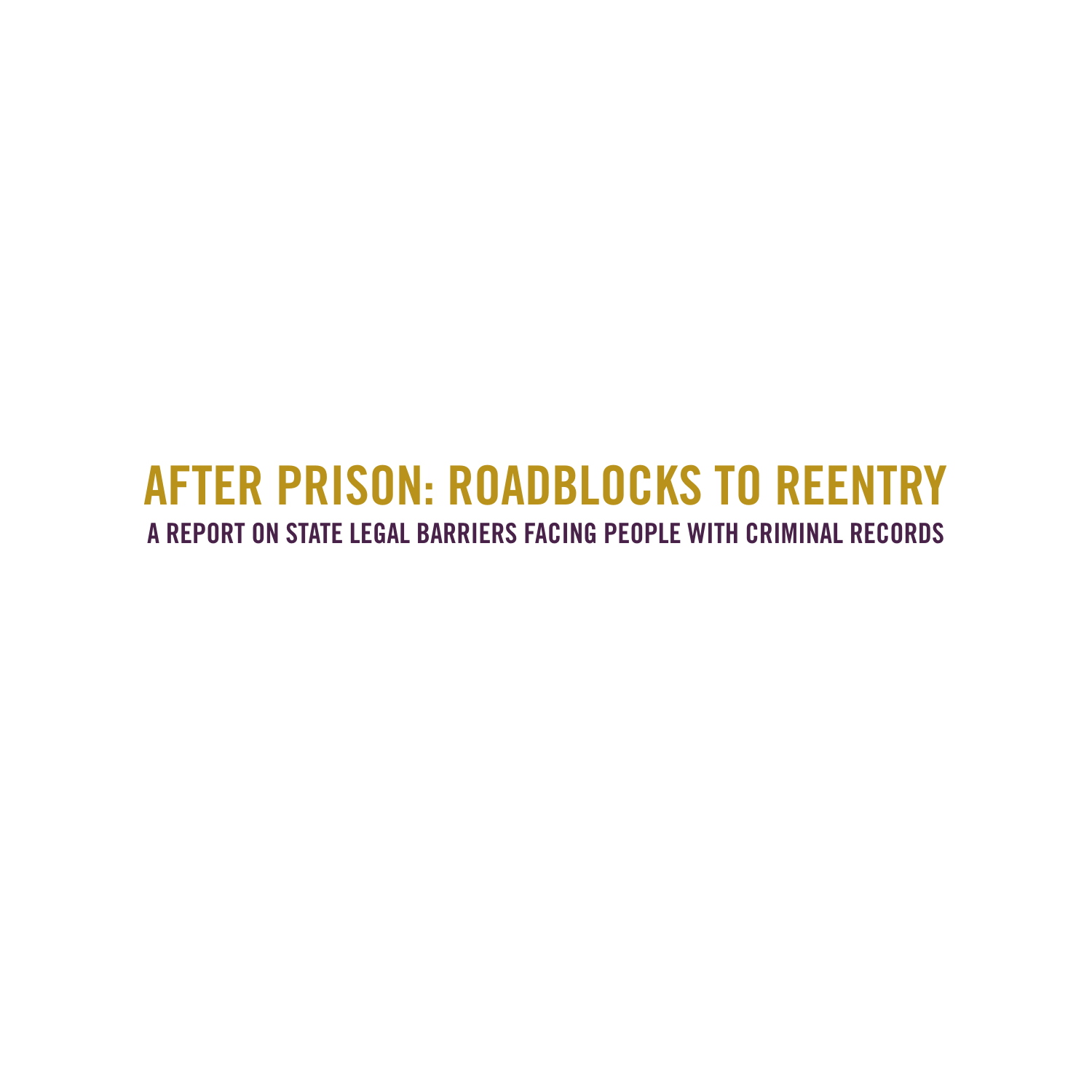# AFTER PRISON: ROADBLOCKS TO REENTRY

## A REPORT ON STATE LEGAL BARRIERS FACING PEOPLE WITH CRIMINAL RECORDS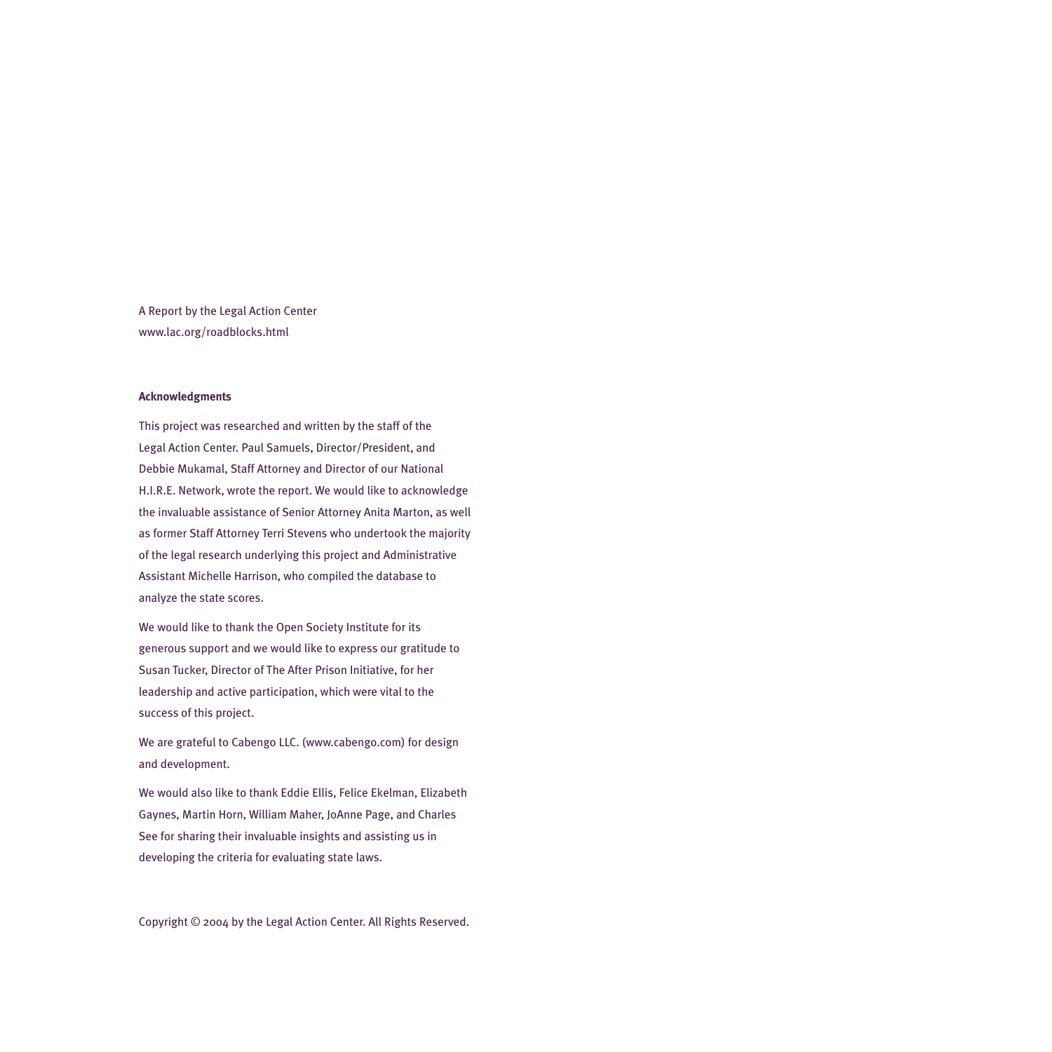A Report by the Legal Action Center
www.lac.org/roadblocks.html

**Acknowledgments**

This project was researched and written by the staff of the Legal Action Center. Paul Samuels, Director/President, and Debbie Mukamal, Staff Attorney and Director of our National H.I.R.E. Network, wrote the report. We would like to acknowledge the invaluable assistance of Senior Attorney Anita Marton, as well as former Staff Attorney Terri Stevens who undertook the majority of the legal research underlying this project and Administrative Assistant Michelle Harrison, who compiled the database to analyze the state scores.

We would like to thank the Open Society Institute for its generous support and we would like to express our gratitude to Susan Tucker, Director of The After Prison Initiative, for her leadership and active participation, which were vital to the success of this project.

We are grateful to Cabengo LLC. (www.cabengo.com) for design and development.

We would also like to thank Eddie Ellis, Felice Ekelman, Elizabeth Gaynes, Martin Horn, William Maher, JoAnne Page, and Charles See for sharing their invaluable insights and assisting us in developing the criteria for evaluating state laws.

Copyright © 2004 by the Legal Action Center. All Rights Reserved.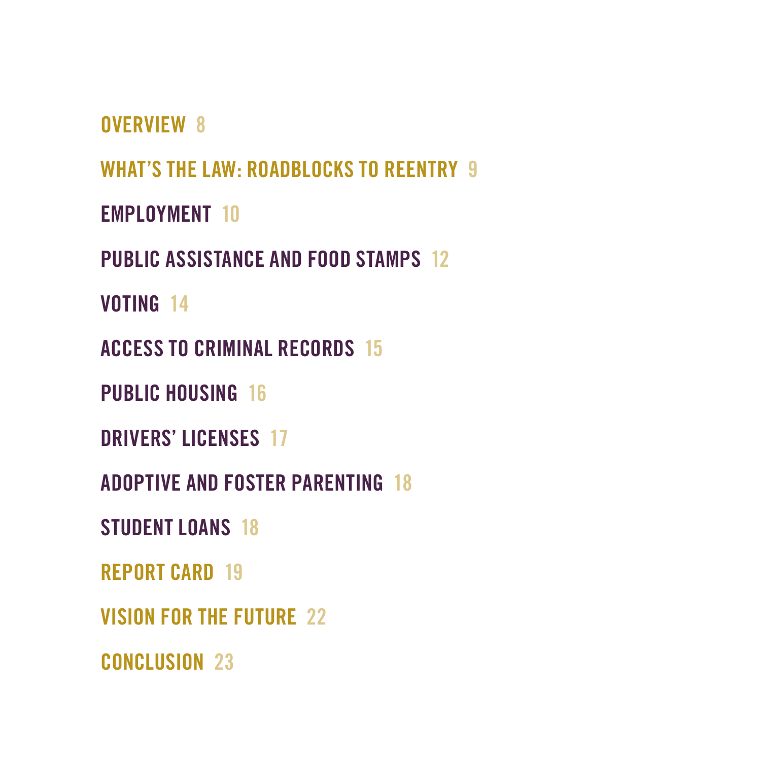OVERVIEW 8

WHAT'S THE LAW: ROADBLOCKS TO REENTRY 9

EMPLOYMENT 10

PUBLIC ASSISTANCE AND FOOD STAMPS 12

VOTING 14

ACCESS TO CRIMINAL RECORDS 15

PUBLIC HOUSING 16

DRIVERS' LICENSES 17

ADOPTIVE AND FOSTER PARENTING 18

STUDENT LOANS 18

REPORT CARD 19

VISION FOR THE FUTURE 22

CONCLUSION 23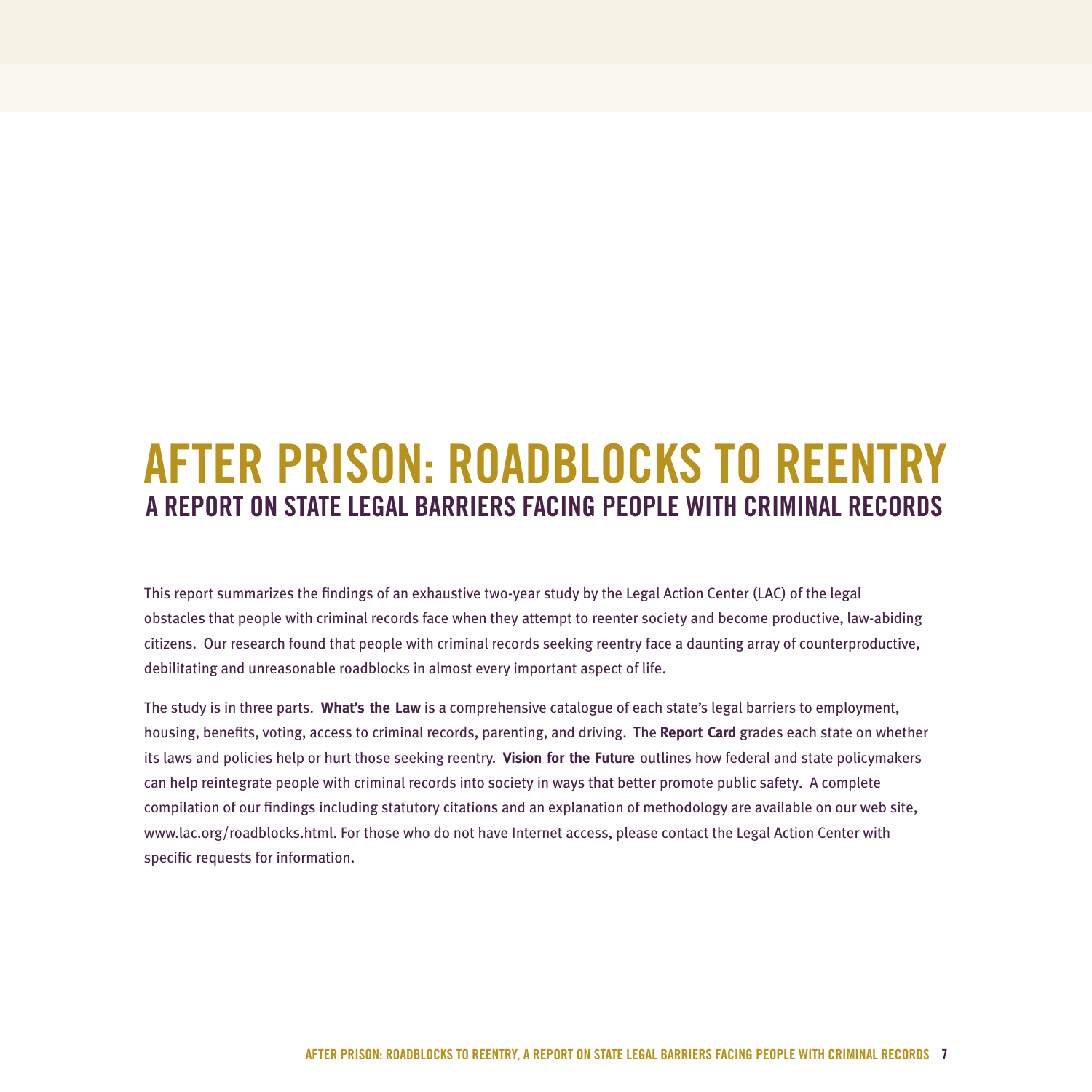# AFTER PRISON: ROADBLOCKS TO REENTRY

## A REPORT ON STATE LEGAL BARRIERS FACING PEOPLE WITH CRIMINAL RECORDS

This report summarizes the findings of an exhaustive two-year study by the Legal Action Center (LAC) of the legal obstacles that people with criminal records face when they attempt to reenter society and become productive, law-abiding citizens. Our research found that people with criminal records seeking reentry face a daunting array of counterproductive, debilitating and unreasonable roadblocks in almost every important aspect of life.

The study is in three parts. **What's the Law** is a comprehensive catalogue of each state's legal barriers to employment, housing, benefits, voting, access to criminal records, parenting, and driving. The **Report Card** grades each state on whether its laws and policies help or hurt those seeking reentry. **Vision for the Future** outlines how federal and state policymakers can help reintegrate people with criminal records into society in ways that better promote public safety. A complete compilation of our findings including statutory citations and an explanation of methodology are available on our web site, www.lac.org/roadblocks.html. For those who do not have Internet access, please contact the Legal Action Center with specific requests for information.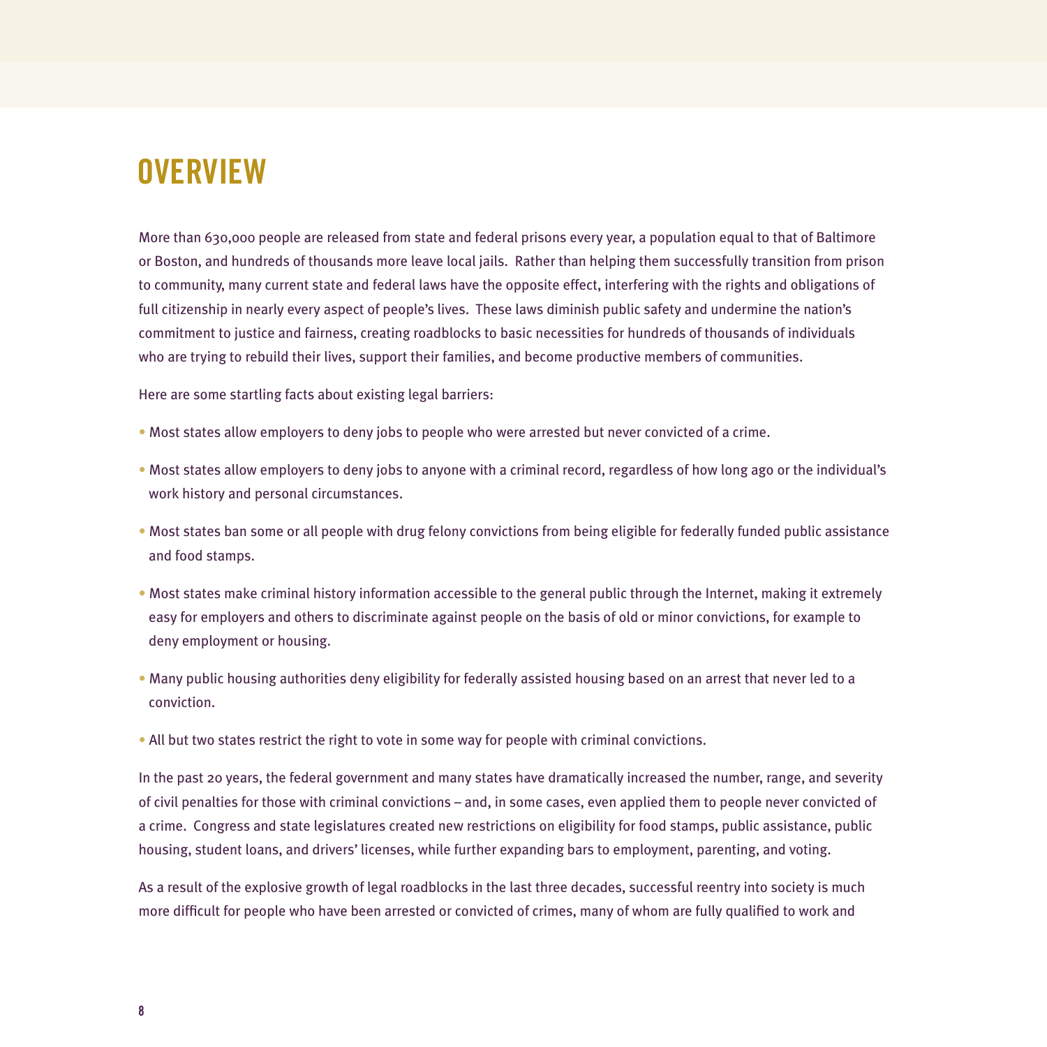# OVERVIEW

More than 630,000 people are released from state and federal prisons every year, a population equal to that of Baltimore or Boston, and hundreds of thousands more leave local jails. Rather than helping them successfully transition from prison to community, many current state and federal laws have the opposite effect, interfering with the rights and obligations of full citizenship in nearly every aspect of people's lives. These laws diminish public safety and undermine the nation's commitment to justice and fairness, creating roadblocks to basic necessities for hundreds of thousands of individuals who are trying to rebuild their lives, support their families, and become productive members of communities.

Here are some startling facts about existing legal barriers:

- Most states allow employers to deny jobs to people who were arrested but never convicted of a crime.
- Most states allow employers to deny jobs to anyone with a criminal record, regardless of how long ago or the individual's work history and personal circumstances.
- Most states ban some or all people with drug felony convictions from being eligible for federally funded public assistance and food stamps.
- Most states make criminal history information accessible to the general public through the Internet, making it extremely easy for employers and others to discriminate against people on the basis of old or minor convictions, for example to deny employment or housing.
- Many public housing authorities deny eligibility for federally assisted housing based on an arrest that never led to a conviction.
- All but two states restrict the right to vote in some way for people with criminal convictions.

In the past 20 years, the federal government and many states have dramatically increased the number, range, and severity of civil penalties for those with criminal convictions – and, in some cases, even applied them to people never convicted of a crime. Congress and state legislatures created new restrictions on eligibility for food stamps, public assistance, public housing, student loans, and drivers' licenses, while further expanding bars to employment, parenting, and voting.

As a result of the explosive growth of legal roadblocks in the last three decades, successful reentry into society is much more difficult for people who have been arrested or convicted of crimes, many of whom are fully qualified to work and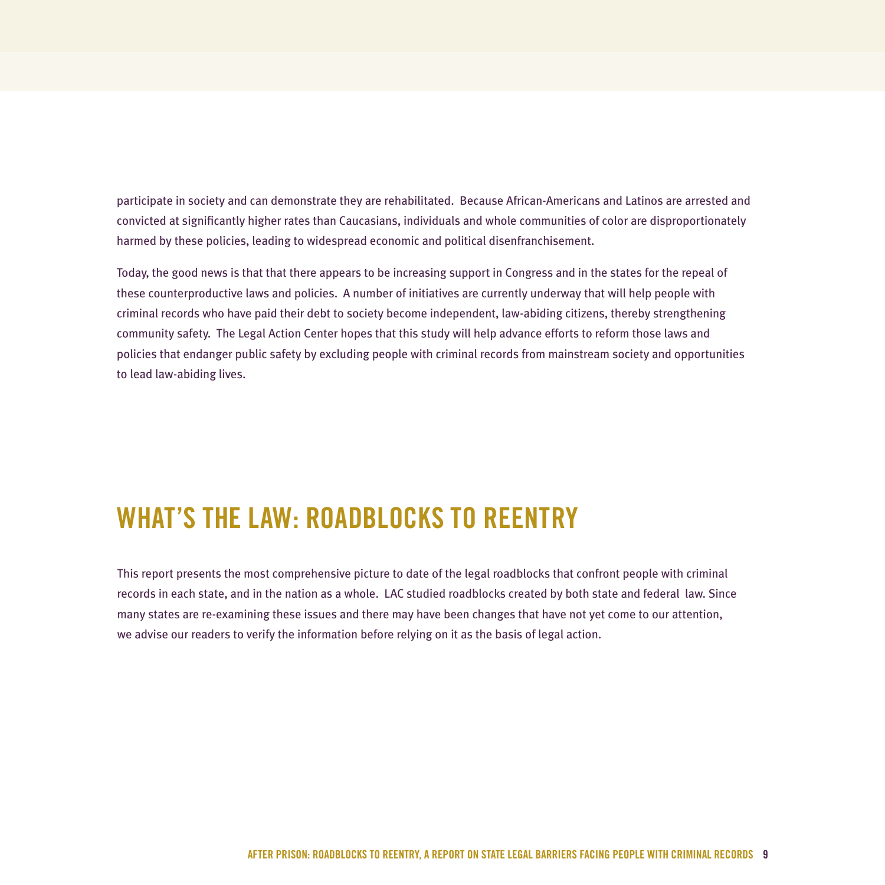participate in society and can demonstrate they are rehabilitated. Because African-Americans and Latinos are arrested and convicted at significantly higher rates than Caucasians, individuals and whole communities of color are disproportionately harmed by these policies, leading to widespread economic and political disenfranchisement.

Today, the good news is that that there appears to be increasing support in Congress and in the states for the repeal of these counterproductive laws and policies. A number of initiatives are currently underway that will help people with criminal records who have paid their debt to society become independent, law-abiding citizens, thereby strengthening community safety. The Legal Action Center hopes that this study will help advance efforts to reform those laws and policies that endanger public safety by excluding people with criminal records from mainstream society and opportunities to lead law-abiding lives.

## WHAT'S THE LAW: ROADBLOCKS TO REENTRY

This report presents the most comprehensive picture to date of the legal roadblocks that confront people with criminal records in each state, and in the nation as a whole. LAC studied roadblocks created by both state and federal law. Since many states are re-examining these issues and there may have been changes that have not yet come to our attention, we advise our readers to verify the information before relying on it as the basis of legal action.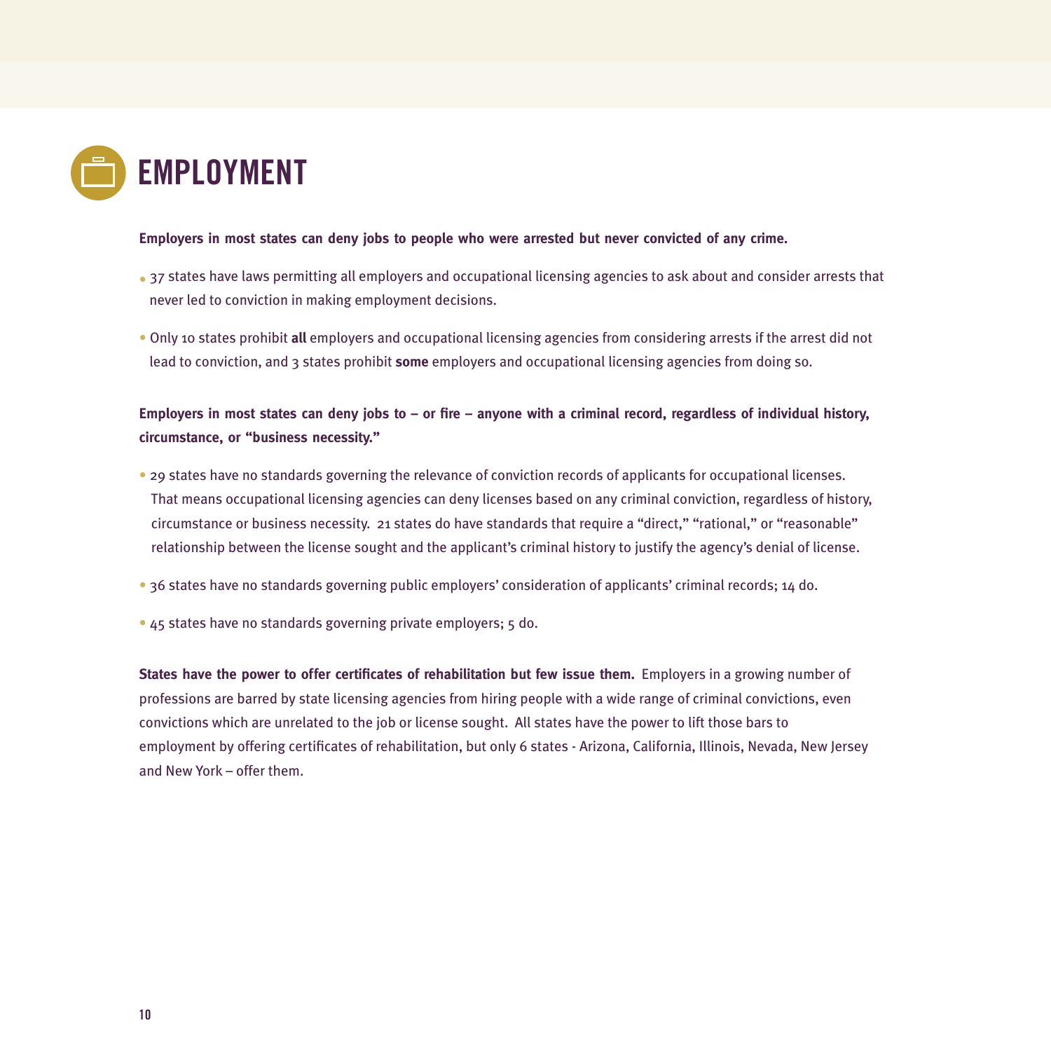# EMPLOYMENT

**Employers in most states can deny jobs to people who were arrested but never convicted of any crime.**

- 37 states have laws permitting all employers and occupational licensing agencies to ask about and consider arrests that never led to conviction in making employment decisions.
- Only 10 states prohibit **all** employers and occupational licensing agencies from considering arrests if the arrest did not lead to conviction, and 3 states prohibit **some** employers and occupational licensing agencies from doing so.

**Employers in most states can deny jobs to – or fire – anyone with a criminal record, regardless of individual history, circumstance, or "business necessity."**

- 29 states have no standards governing the relevance of conviction records of applicants for occupational licenses. That means occupational licensing agencies can deny licenses based on any criminal conviction, regardless of history, circumstance or business necessity. 21 states do have standards that require a "direct," "rational," or "reasonable" relationship between the license sought and the applicant's criminal history to justify the agency's denial of license.
- 36 states have no standards governing public employers' consideration of applicants' criminal records; 14 do.
- 45 states have no standards governing private employers; 5 do.

**States have the power to offer certificates of rehabilitation but few issue them.** Employers in a growing number of professions are barred by state licensing agencies from hiring people with a wide range of criminal convictions, even convictions which are unrelated to the job or license sought. All states have the power to lift those bars to employment by offering certificates of rehabilitation, but only 6 states - Arizona, California, Illinois, Nevada, New Jersey and New York – offer them.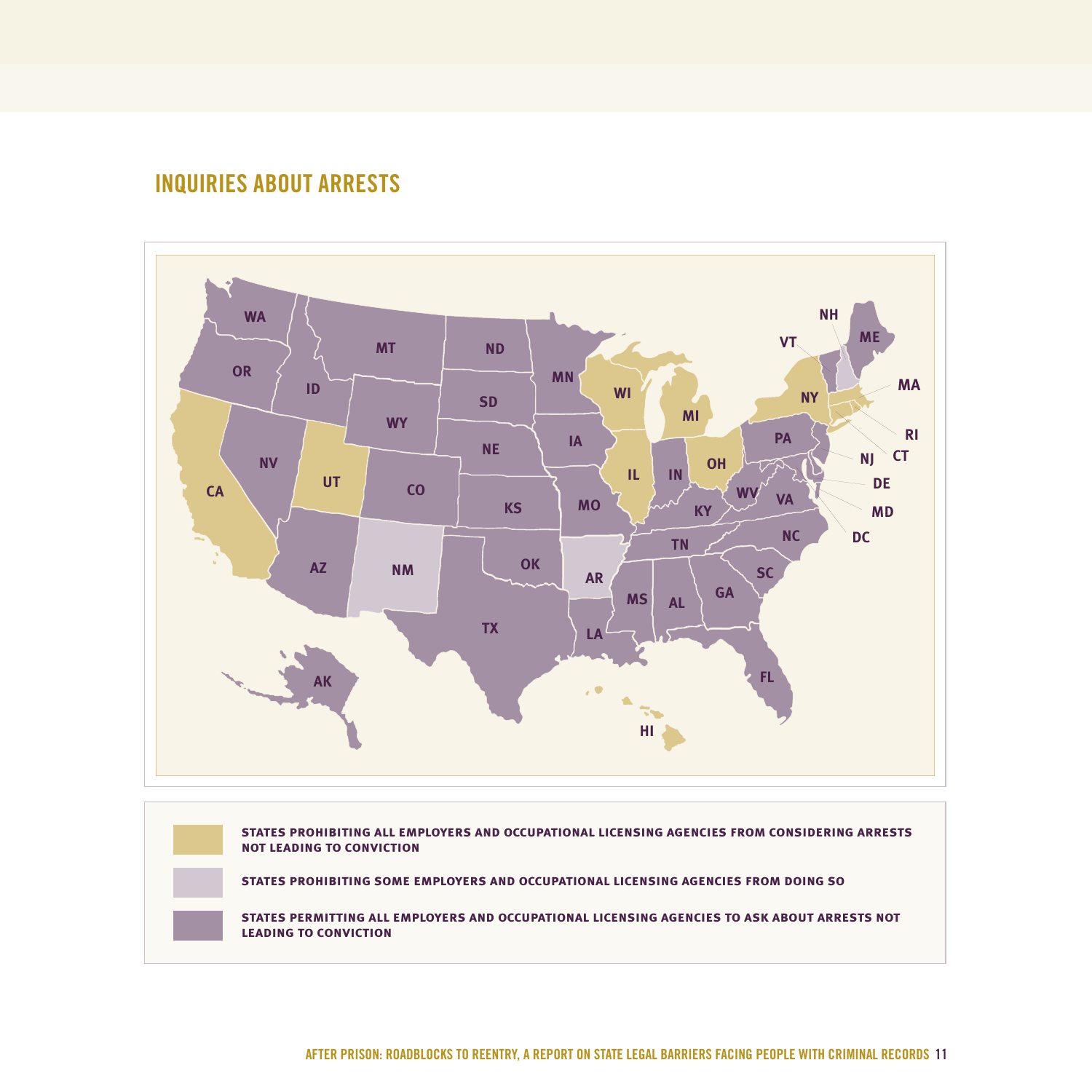## INQUIRIES ABOUT ARRESTS

WA, OR, CA, NV, ID, MT, WY, UT, AZ, CO, NM, ND, SD, NE, KS, OK, TX, MN, IA, MO, AR, LA, WI, IL, MS, MI, IN, KY, TN, AL, OH, WV, GA, FL, SC, NC, VA, PA, NY, VT, NH, ME, MA, RI, CT, NJ, DE, MD, DC, AK, HI

**STATES PROHIBITING ALL EMPLOYERS AND OCCUPATIONAL LICENSING AGENCIES FROM CONSIDERING ARRESTS NOT LEADING TO CONVICTION**

**STATES PROHIBITING SOME EMPLOYERS AND OCCUPATIONAL LICENSING AGENCIES FROM DOING SO**

**STATES PERMITTING ALL EMPLOYERS AND OCCUPATIONAL LICENSING AGENCIES TO ASK ABOUT ARRESTS NOT LEADING TO CONVICTION**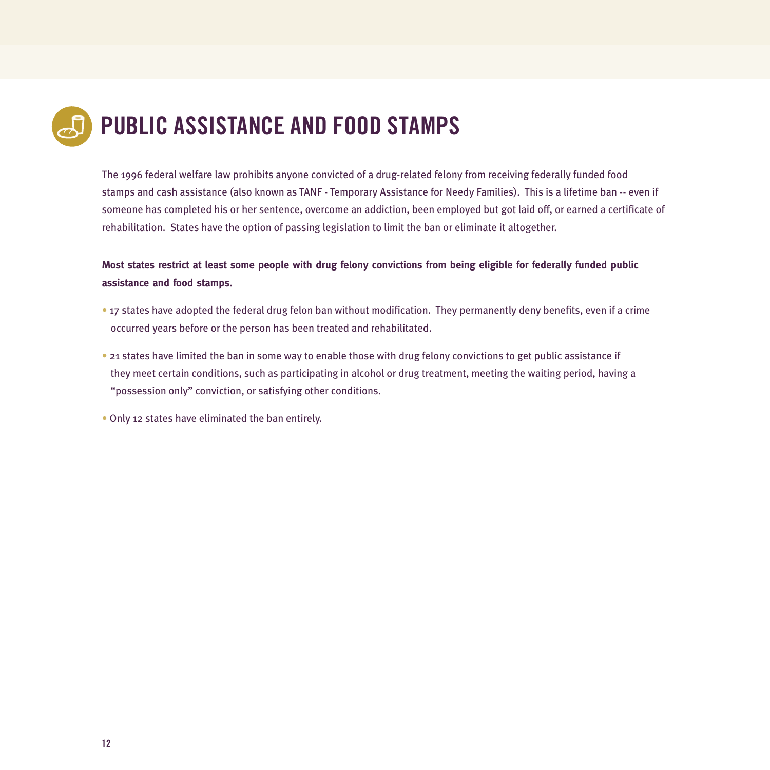# PUBLIC ASSISTANCE AND FOOD STAMPS

The 1996 federal welfare law prohibits anyone convicted of a drug-related felony from receiving federally funded food stamps and cash assistance (also known as TANF - Temporary Assistance for Needy Families). This is a lifetime ban -- even if someone has completed his or her sentence, overcome an addiction, been employed but got laid off, or earned a certificate of rehabilitation. States have the option of passing legislation to limit the ban or eliminate it altogether.

**Most states restrict at least some people with drug felony convictions from being eligible for federally funded public assistance and food stamps.**

- 17 states have adopted the federal drug felon ban without modification. They permanently deny benefits, even if a crime occurred years before or the person has been treated and rehabilitated.
- 21 states have limited the ban in some way to enable those with drug felony convictions to get public assistance if they meet certain conditions, such as participating in alcohol or drug treatment, meeting the waiting period, having a "possession only" conviction, or satisfying other conditions.
- Only 12 states have eliminated the ban entirely.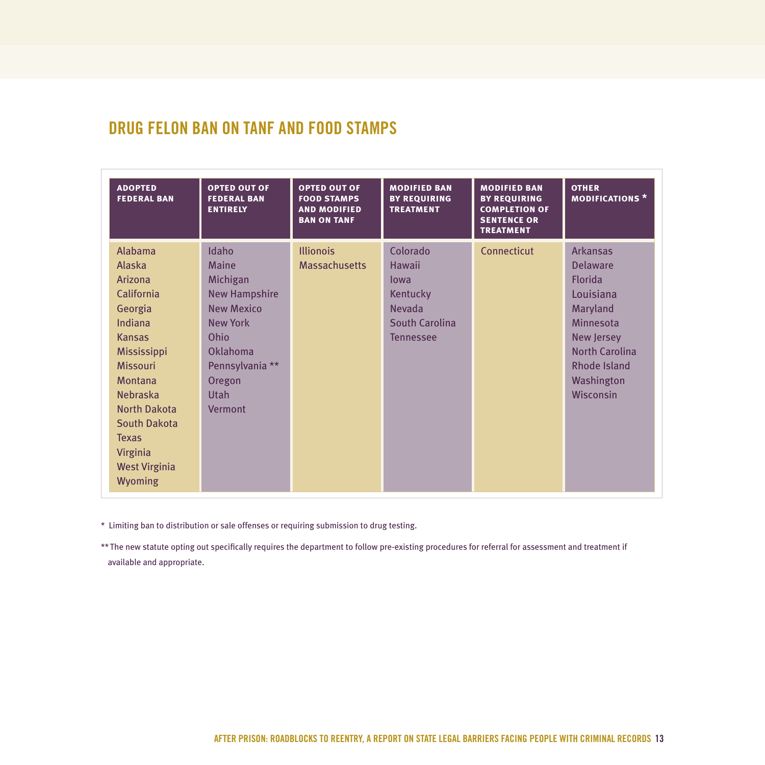## DRUG FELON BAN ON TANF AND FOOD STAMPS

| ADOPTED FEDERAL BAN | OPTED OUT OF FEDERAL BAN ENTIRELY | OPTED OUT OF FOOD STAMPS AND MODIFIED BAN ON TANF | MODIFIED BAN BY REQUIRING TREATMENT | MODIFIED BAN BY REQUIRING COMPLETION OF SENTENCE OR TREATMENT | OTHER MODIFICATIONS * |
|---|---|---|---|---|---|
| Alabama | Idaho | Illionois | Colorado | Connecticut | Arkansas |
| Alaska | Maine | Massachusetts | Hawaii | | Delaware |
| Arizona | Michigan | | Iowa | | Florida |
| California | New Hampshire | | Kentucky | | Louisiana |
| Georgia | New Mexico | | Nevada | | Maryland |
| Indiana | New York | | South Carolina | | Minnesota |
| Kansas | Ohio | | Tennessee | | New Jersey |
| Mississippi | Oklahoma | | | | North Carolina |
| Missouri | Pennsylvania ** | | | | Rhode Island |
| Montana | Oregon | | | | Washington |
| Nebraska | Utah | | | | Wisconsin |
| North Dakota | Vermont | | | | |
| South Dakota | | | | | |
| Texas | | | | | |
| Virginia | | | | | |
| West Virginia | | | | | |
| Wyoming | | | | | |

* Limiting ban to distribution or sale offenses or requiring submission to drug testing.

** The new statute opting out specifically requires the department to follow pre-existing procedures for referral for assessment and treatment if available and appropriate.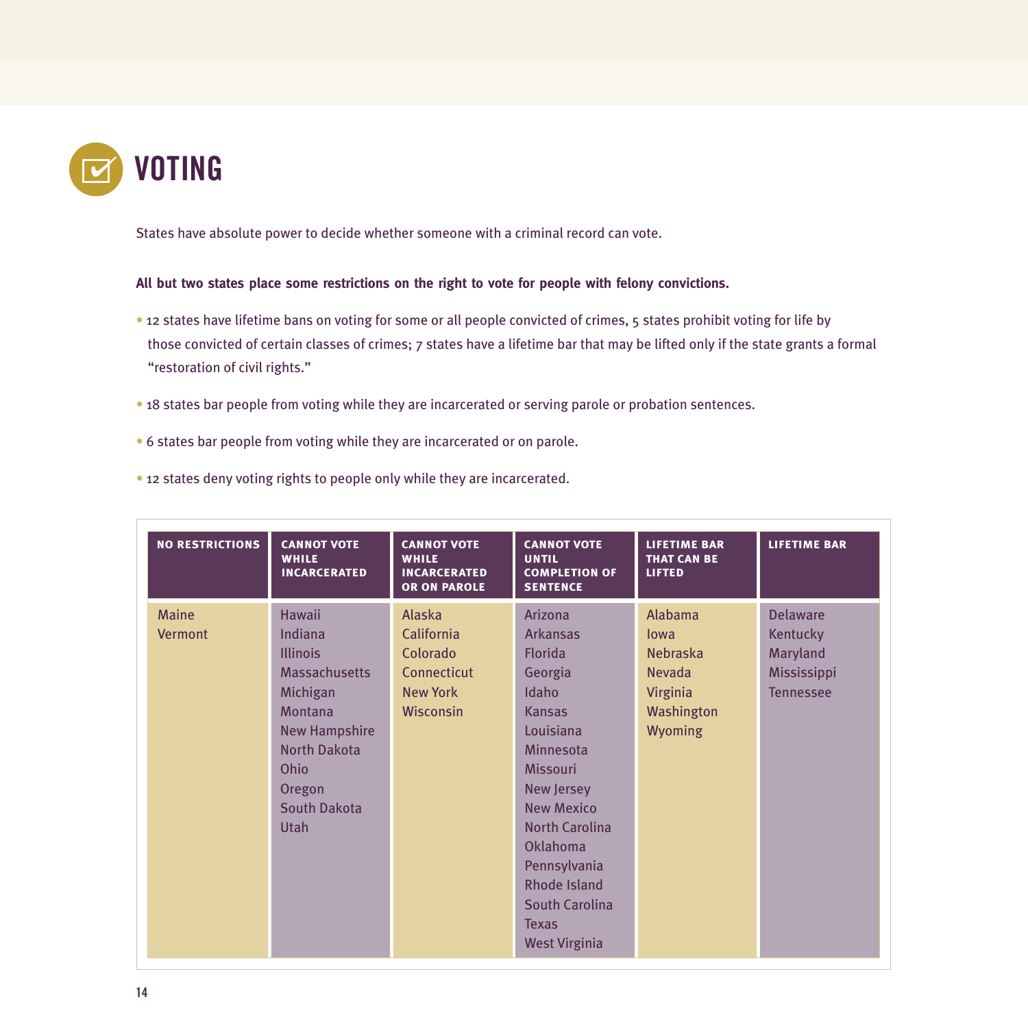# VOTING

States have absolute power to decide whether someone with a criminal record can vote.

**All but two states place some restrictions on the right to vote for people with felony convictions.**

- 12 states have lifetime bans on voting for some or all people convicted of crimes, 5 states prohibit voting for life by those convicted of certain classes of crimes; 7 states have a lifetime bar that may be lifted only if the state grants a formal "restoration of civil rights."
- 18 states bar people from voting while they are incarcerated or serving parole or probation sentences.
- 6 states bar people from voting while they are incarcerated or on parole.
- 12 states deny voting rights to people only while they are incarcerated.

| NO RESTRICTIONS | CANNOT VOTE WHILE INCARCERATED | CANNOT VOTE WHILE INCARCERATED OR ON PAROLE | CANNOT VOTE UNTIL COMPLETION OF SENTENCE | LIFETIME BAR THAT CAN BE LIFTED | LIFETIME BAR |
|---|---|---|---|---|---|
| Maine | Hawaii | Alaska | Arizona | Alabama | Delaware |
| Vermont | Indiana | California | Arkansas | Iowa | Kentucky |
| | Illinois | Colorado | Florida | Nebraska | Maryland |
| | Massachusetts | Connecticut | Georgia | Nevada | Mississippi |
| | Michigan | New York | Idaho | Virginia | Tennessee |
| | Montana | Wisconsin | Kansas | Washington | |
| | New Hampshire | | Louisiana | Wyoming | |
| | North Dakota | | Minnesota | | |
| | Ohio | | Missouri | | |
| | Oregon | | New Jersey | | |
| | South Dakota | | New Mexico | | |
| | Utah | | North Carolina | | |
| | | | Oklahoma | | |
| | | | Pennsylvania | | |
| | | | Rhode Island | | |
| | | | South Carolina | | |
| | | | Texas | | |
| | | | West Virginia | | |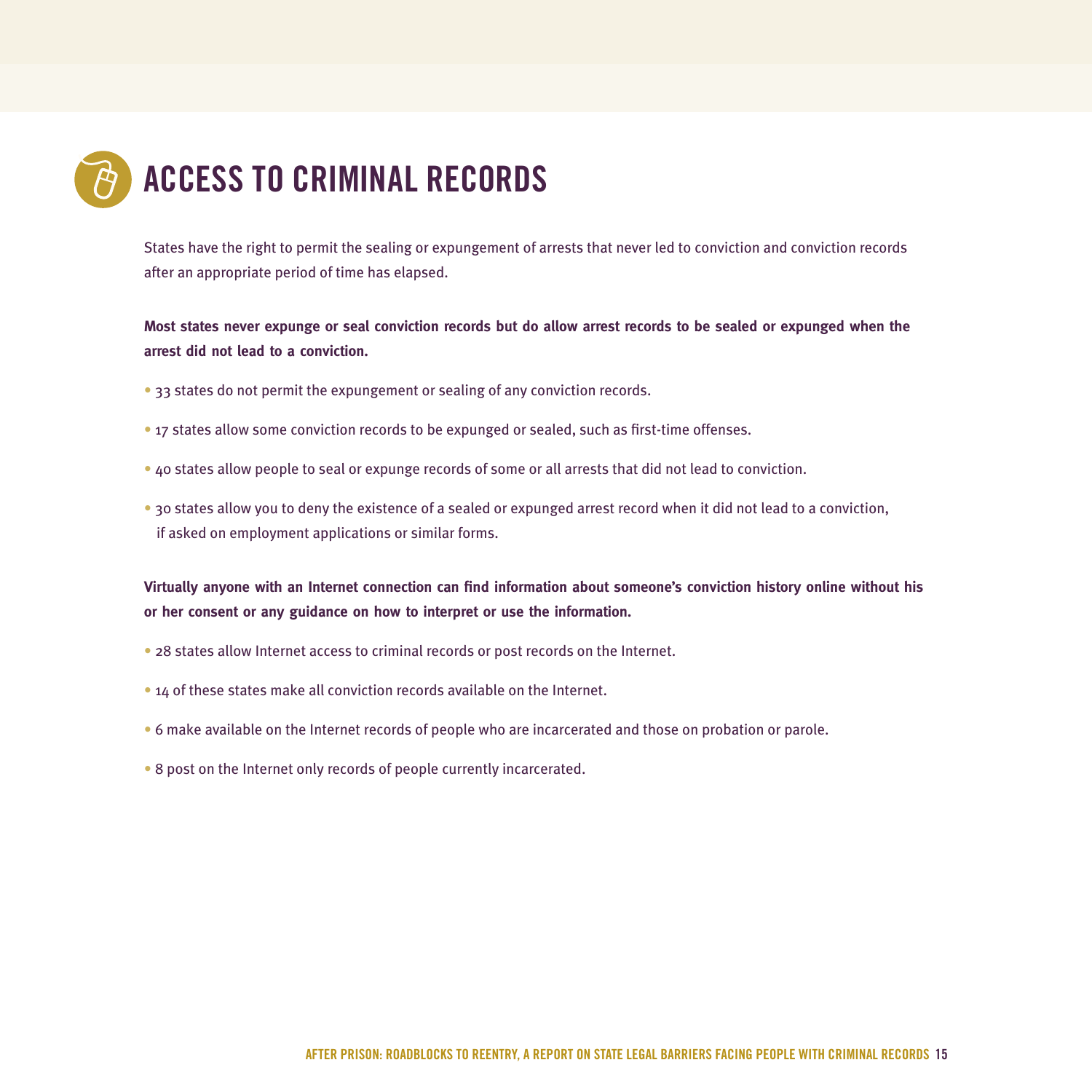# ACCESS TO CRIMINAL RECORDS

States have the right to permit the sealing or expungement of arrests that never led to conviction and conviction records after an appropriate period of time has elapsed.

**Most states never expunge or seal conviction records but do allow arrest records to be sealed or expunged when the arrest did not lead to a conviction.**

- 33 states do not permit the expungement or sealing of any conviction records.
- 17 states allow some conviction records to be expunged or sealed, such as first-time offenses.
- 40 states allow people to seal or expunge records of some or all arrests that did not lead to conviction.
- 30 states allow you to deny the existence of a sealed or expunged arrest record when it did not lead to a conviction, if asked on employment applications or similar forms.

**Virtually anyone with an Internet connection can find information about someone's conviction history online without his or her consent or any guidance on how to interpret or use the information.**

- 28 states allow Internet access to criminal records or post records on the Internet.
- 14 of these states make all conviction records available on the Internet.
- 6 make available on the Internet records of people who are incarcerated and those on probation or parole.
- 8 post on the Internet only records of people currently incarcerated.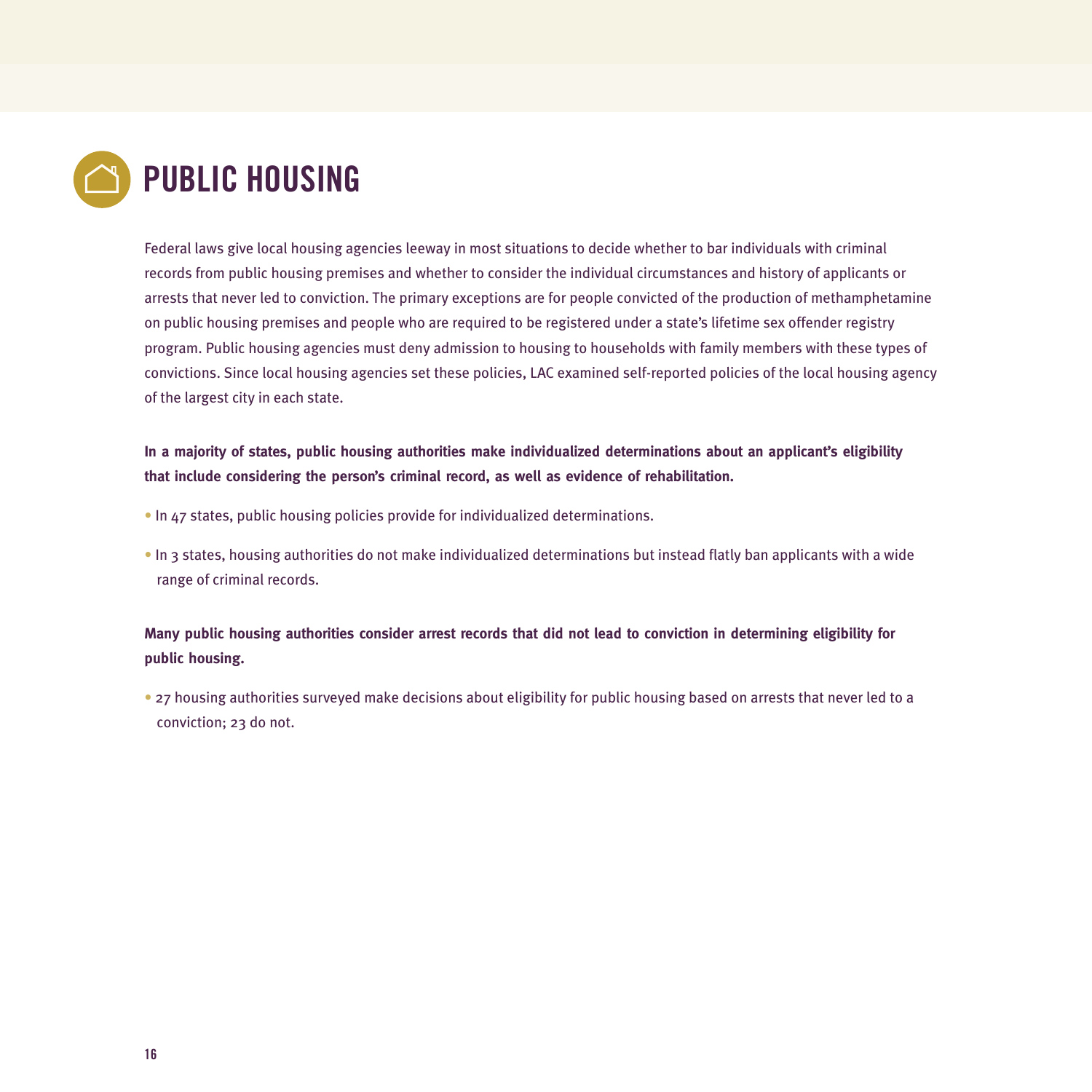# PUBLIC HOUSING

Federal laws give local housing agencies leeway in most situations to decide whether to bar individuals with criminal records from public housing premises and whether to consider the individual circumstances and history of applicants or arrests that never led to conviction. The primary exceptions are for people convicted of the production of methamphetamine on public housing premises and people who are required to be registered under a state's lifetime sex offender registry program. Public housing agencies must deny admission to housing to households with family members with these types of convictions. Since local housing agencies set these policies, LAC examined self-reported policies of the local housing agency of the largest city in each state.

**In a majority of states, public housing authorities make individualized determinations about an applicant's eligibility that include considering the person's criminal record, as well as evidence of rehabilitation.**

- In 47 states, public housing policies provide for individualized determinations.
- In 3 states, housing authorities do not make individualized determinations but instead flatly ban applicants with a wide range of criminal records.

**Many public housing authorities consider arrest records that did not lead to conviction in determining eligibility for public housing.**

- 27 housing authorities surveyed make decisions about eligibility for public housing based on arrests that never led to a conviction; 23 do not.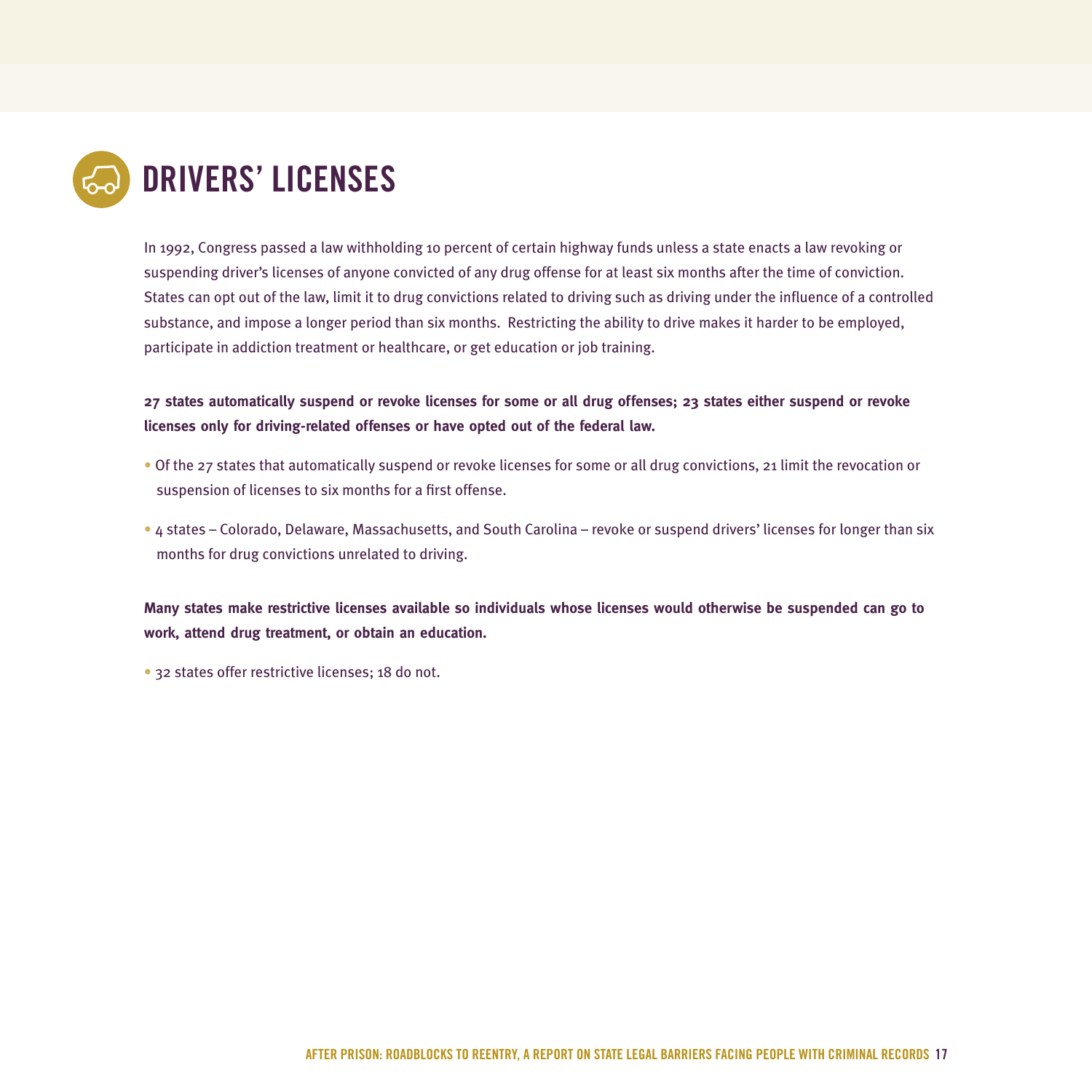# DRIVERS' LICENSES

In 1992, Congress passed a law withholding 10 percent of certain highway funds unless a state enacts a law revoking or suspending driver's licenses of anyone convicted of any drug offense for at least six months after the time of conviction. States can opt out of the law, limit it to drug convictions related to driving such as driving under the influence of a controlled substance, and impose a longer period than six months. Restricting the ability to drive makes it harder to be employed, participate in addiction treatment or healthcare, or get education or job training.

**27 states automatically suspend or revoke licenses for some or all drug offenses; 23 states either suspend or revoke licenses only for driving-related offenses or have opted out of the federal law.**

- Of the 27 states that automatically suspend or revoke licenses for some or all drug convictions, 21 limit the revocation or suspension of licenses to six months for a first offense.
- 4 states – Colorado, Delaware, Massachusetts, and South Carolina – revoke or suspend drivers' licenses for longer than six months for drug convictions unrelated to driving.

**Many states make restrictive licenses available so individuals whose licenses would otherwise be suspended can go to work, attend drug treatment, or obtain an education.**

- 32 states offer restrictive licenses; 18 do not.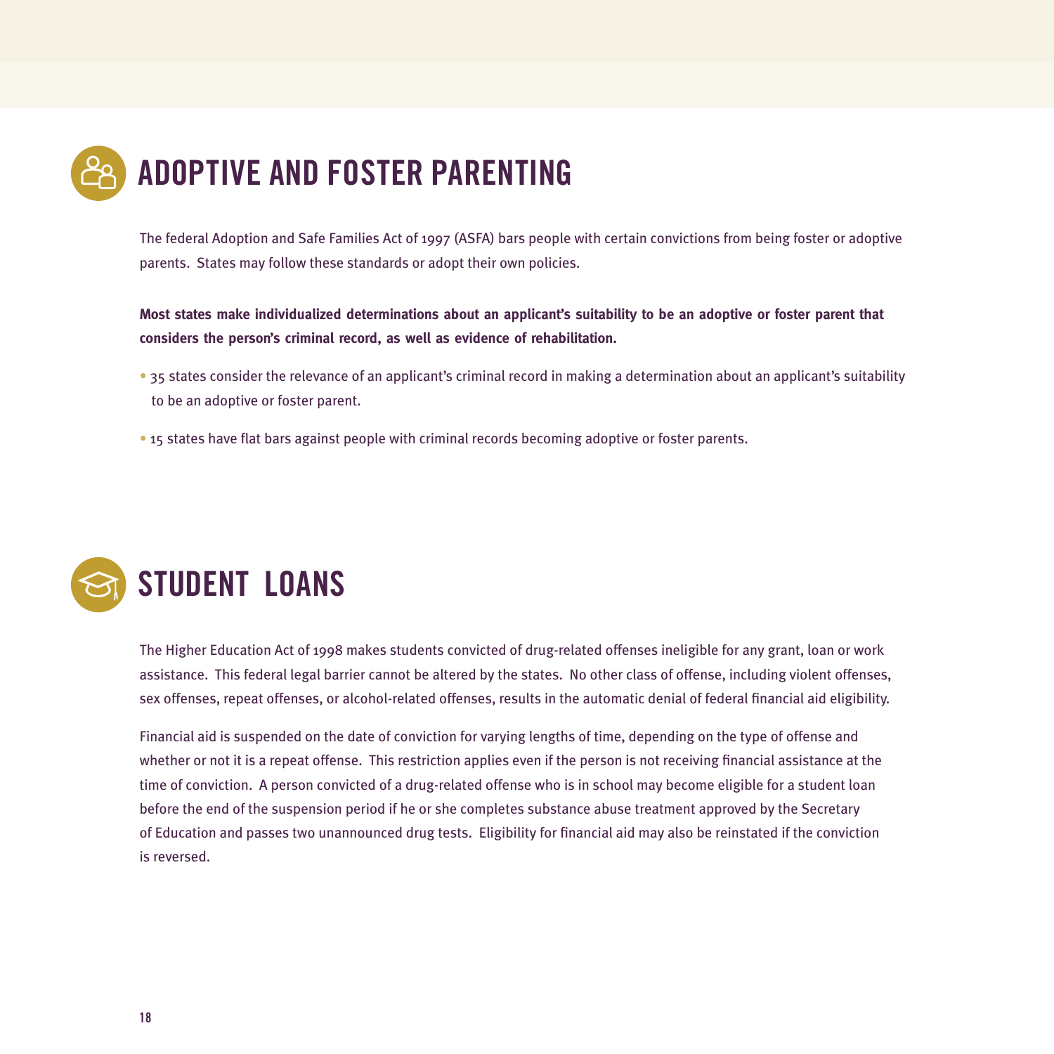# ADOPTIVE AND FOSTER PARENTING

The federal Adoption and Safe Families Act of 1997 (ASFA) bars people with certain convictions from being foster or adoptive parents. States may follow these standards or adopt their own policies.

**Most states make individualized determinations about an applicant's suitability to be an adoptive or foster parent that considers the person's criminal record, as well as evidence of rehabilitation.**

- 35 states consider the relevance of an applicant's criminal record in making a determination about an applicant's suitability to be an adoptive or foster parent.
- 15 states have flat bars against people with criminal records becoming adoptive or foster parents.

# STUDENT LOANS

The Higher Education Act of 1998 makes students convicted of drug-related offenses ineligible for any grant, loan or work assistance. This federal legal barrier cannot be altered by the states. No other class of offense, including violent offenses, sex offenses, repeat offenses, or alcohol-related offenses, results in the automatic denial of federal financial aid eligibility.

Financial aid is suspended on the date of conviction for varying lengths of time, depending on the type of offense and whether or not it is a repeat offense. This restriction applies even if the person is not receiving financial assistance at the time of conviction. A person convicted of a drug-related offense who is in school may become eligible for a student loan before the end of the suspension period if he or she completes substance abuse treatment approved by the Secretary of Education and passes two unannounced drug tests. Eligibility for financial aid may also be reinstated if the conviction is reversed.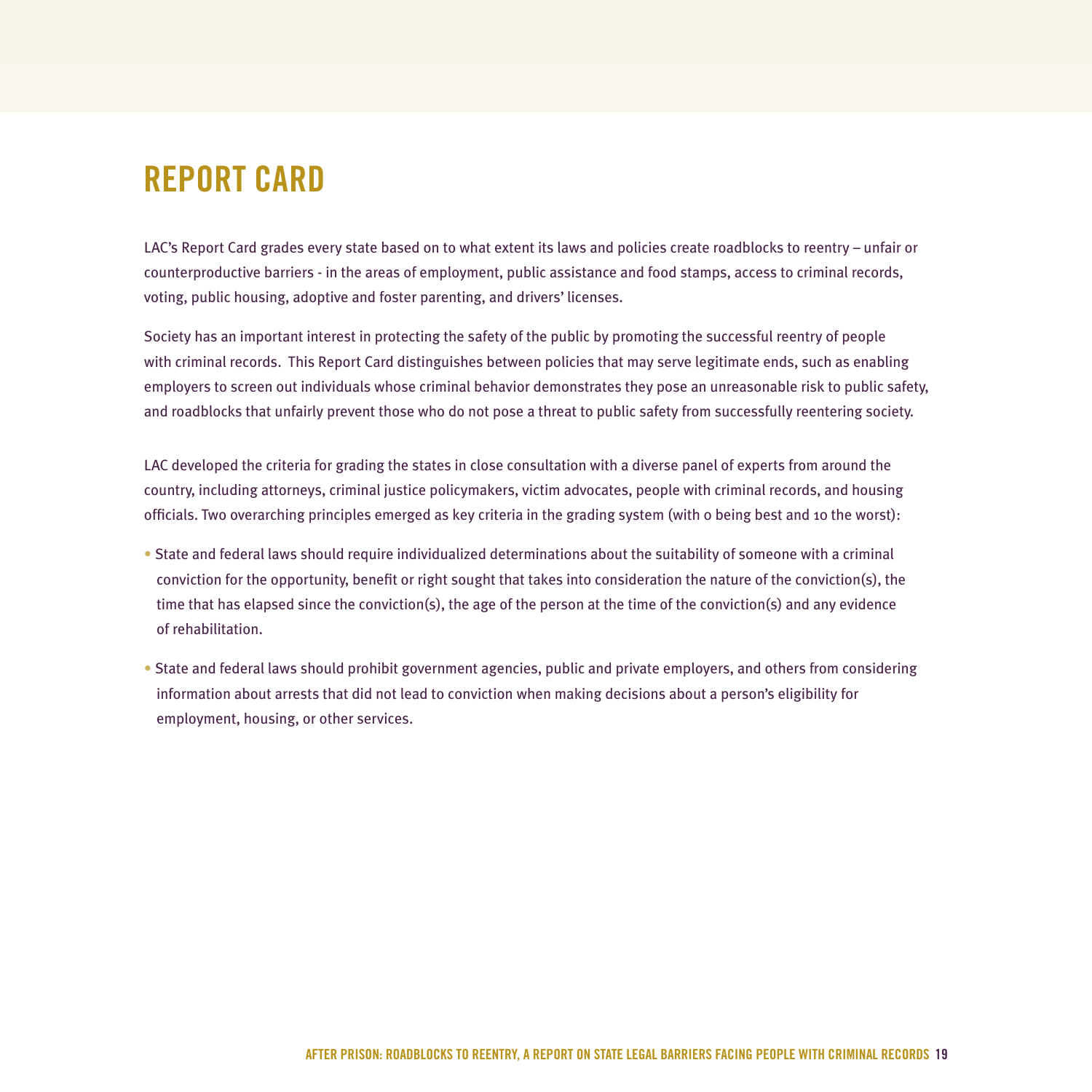# REPORT CARD

LAC's Report Card grades every state based on to what extent its laws and policies create roadblocks to reentry – unfair or counterproductive barriers - in the areas of employment, public assistance and food stamps, access to criminal records, voting, public housing, adoptive and foster parenting, and drivers' licenses.

Society has an important interest in protecting the safety of the public by promoting the successful reentry of people with criminal records. This Report Card distinguishes between policies that may serve legitimate ends, such as enabling employers to screen out individuals whose criminal behavior demonstrates they pose an unreasonable risk to public safety, and roadblocks that unfairly prevent those who do not pose a threat to public safety from successfully reentering society.

LAC developed the criteria for grading the states in close consultation with a diverse panel of experts from around the country, including attorneys, criminal justice policymakers, victim advocates, people with criminal records, and housing officials. Two overarching principles emerged as key criteria in the grading system (with 0 being best and 10 the worst):

- State and federal laws should require individualized determinations about the suitability of someone with a criminal conviction for the opportunity, benefit or right sought that takes into consideration the nature of the conviction(s), the time that has elapsed since the conviction(s), the age of the person at the time of the conviction(s) and any evidence of rehabilitation.
- State and federal laws should prohibit government agencies, public and private employers, and others from considering information about arrests that did not lead to conviction when making decisions about a person's eligibility for employment, housing, or other services.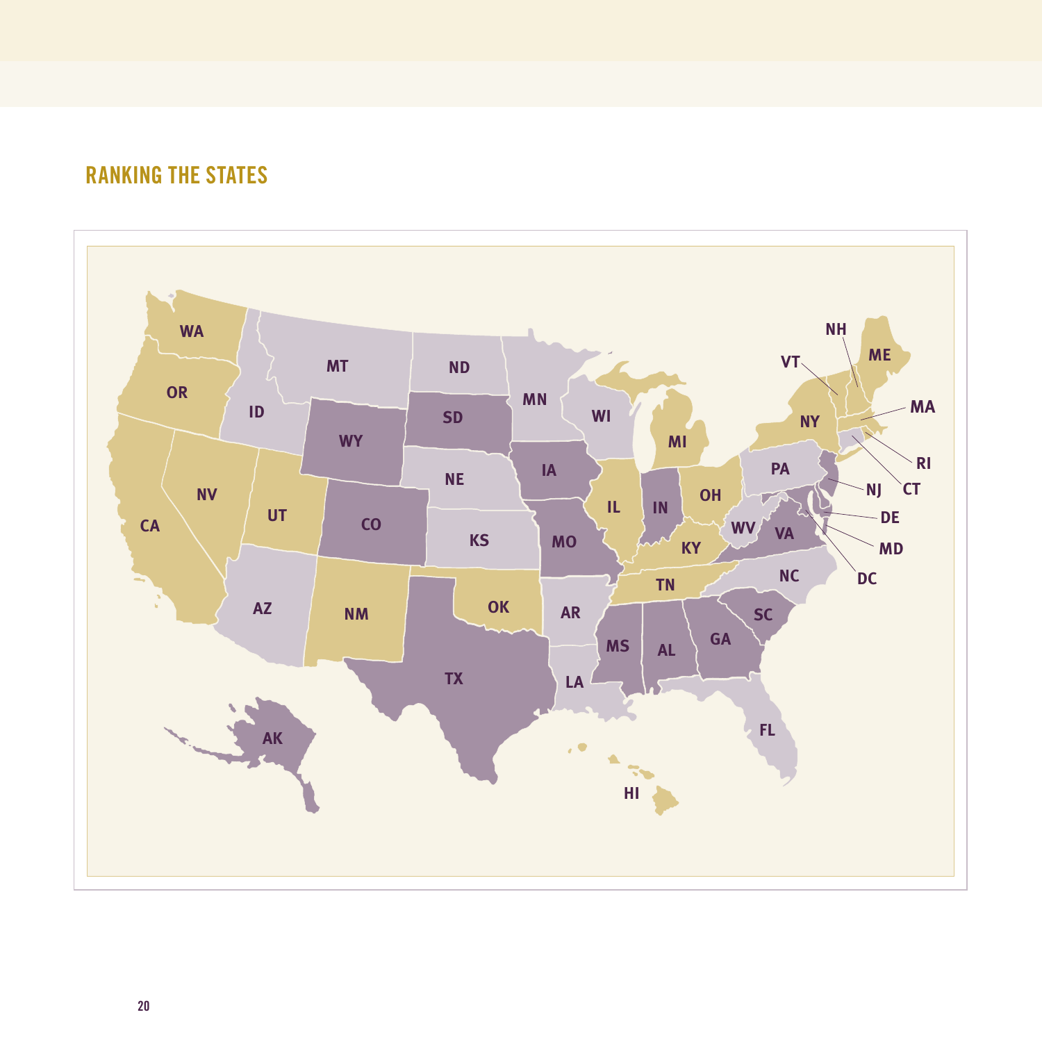## RANKING THE STATES

WA OR CA NV ID MT WY UT AZ NM CO ND SD NE KS OK TX MN IA MO AR LA WI IL MS MI IN KY TN AL OH WV VA NC SC GA FL PA NY VT NH ME MA RI CT NJ DE MD DC AK HI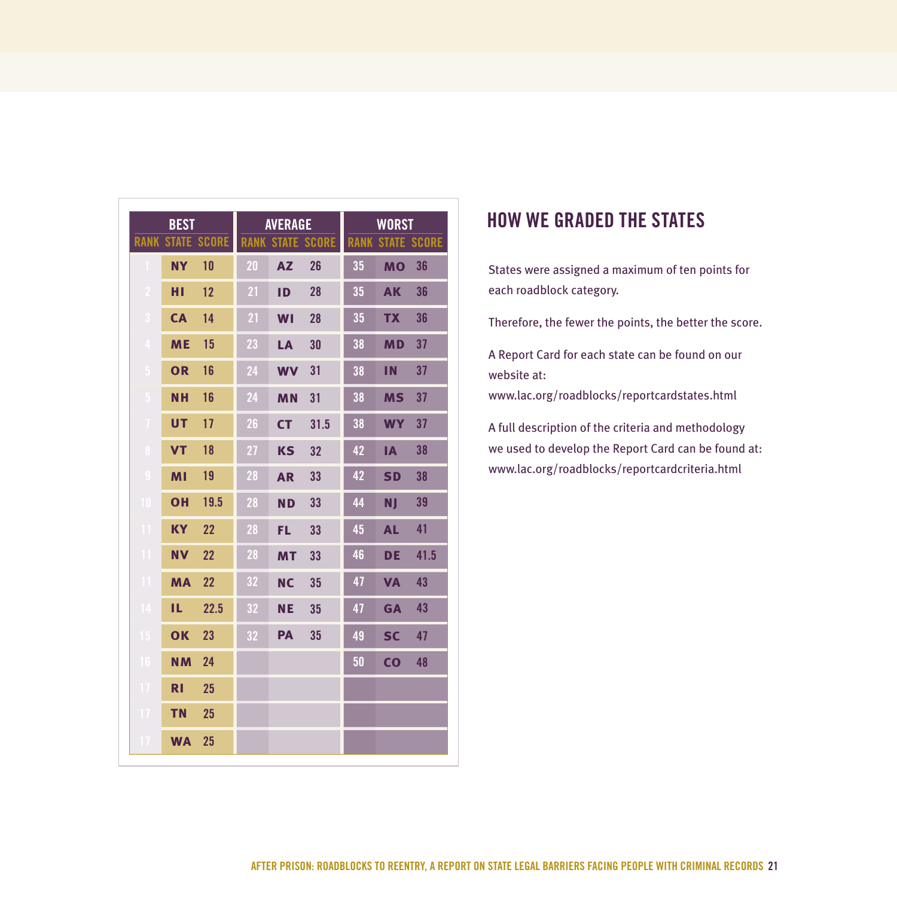| BEST | | | AVERAGE | | | WORST | | |
|---|---|---|---|---|---|---|---|---|
| RANK | STATE | SCORE | RANK | STATE | SCORE | RANK | STATE | SCORE |
| 1 | NY | 10 | 20 | AZ | 26 | 35 | MO | 36 |
| 2 | HI | 12 | 21 | ID | 28 | 35 | AK | 36 |
| 3 | CA | 14 | 21 | WI | 28 | 35 | TX | 36 |
| 4 | ME | 15 | 23 | LA | 30 | 38 | MD | 37 |
| 5 | OR | 16 | 24 | WV | 31 | 38 | IN | 37 |
| 5 | NH | 16 | 24 | MN | 31 | 38 | MS | 37 |
| 7 | UT | 17 | 26 | CT | 31.5 | 38 | WY | 37 |
| 8 | VT | 18 | 27 | KS | 32 | 42 | IA | 38 |
| 9 | MI | 19 | 28 | AR | 33 | 42 | SD | 38 |
| 10 | OH | 19.5 | 28 | ND | 33 | 44 | NJ | 39 |
| 11 | KY | 22 | 28 | FL | 33 | 45 | AL | 41 |
| 11 | NV | 22 | 28 | MT | 33 | 46 | DE | 41.5 |
| 11 | MA | 22 | 32 | NC | 35 | 47 | VA | 43 |
| 14 | IL | 22.5 | 32 | NE | 35 | 47 | GA | 43 |
| 15 | OK | 23 | 32 | PA | 35 | 49 | SC | 47 |
| 16 | NM | 24 | | | | 50 | CO | 48 |
| 17 | RI | 25 | | | | | | |
| 17 | TN | 25 | | | | | | |
| 17 | WA | 25 | | | | | | |

## HOW WE GRADED THE STATES

States were assigned a maximum of ten points for each roadblock category.

Therefore, the fewer the points, the better the score.

A Report Card for each state can be found on our website at:
www.lac.org/roadblocks/reportcardstates.html

A full description of the criteria and methodology we used to develop the Report Card can be found at:
www.lac.org/roadblocks/reportcardcriteria.html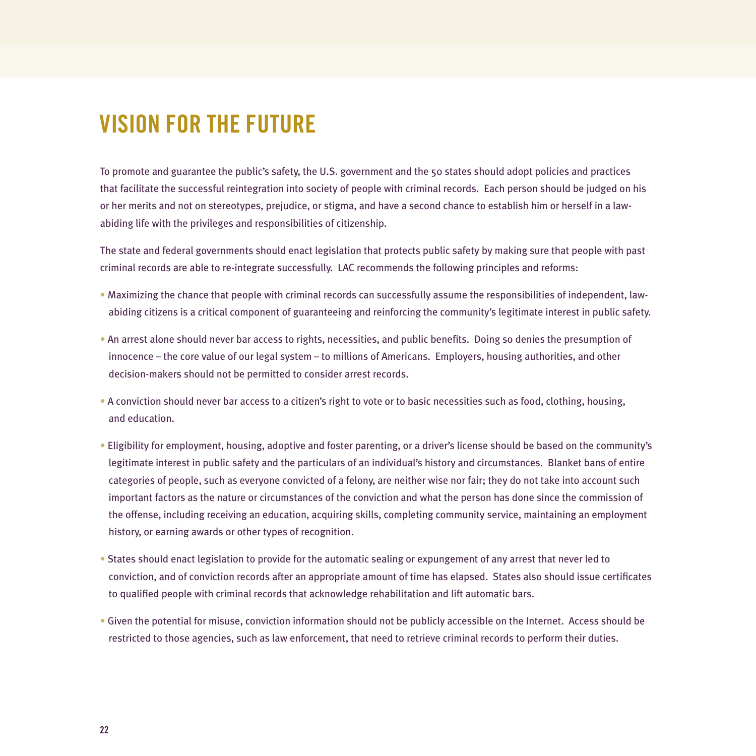# VISION FOR THE FUTURE

To promote and guarantee the public's safety, the U.S. government and the 50 states should adopt policies and practices that facilitate the successful reintegration into society of people with criminal records. Each person should be judged on his or her merits and not on stereotypes, prejudice, or stigma, and have a second chance to establish him or herself in a law-abiding life with the privileges and responsibilities of citizenship.

The state and federal governments should enact legislation that protects public safety by making sure that people with past criminal records are able to re-integrate successfully. LAC recommends the following principles and reforms:

- Maximizing the chance that people with criminal records can successfully assume the responsibilities of independent, law-abiding citizens is a critical component of guaranteeing and reinforcing the community's legitimate interest in public safety.
- An arrest alone should never bar access to rights, necessities, and public benefits. Doing so denies the presumption of innocence – the core value of our legal system – to millions of Americans. Employers, housing authorities, and other decision-makers should not be permitted to consider arrest records.
- A conviction should never bar access to a citizen's right to vote or to basic necessities such as food, clothing, housing, and education.
- Eligibility for employment, housing, adoptive and foster parenting, or a driver's license should be based on the community's legitimate interest in public safety and the particulars of an individual's history and circumstances. Blanket bans of entire categories of people, such as everyone convicted of a felony, are neither wise nor fair; they do not take into account such important factors as the nature or circumstances of the conviction and what the person has done since the commission of the offense, including receiving an education, acquiring skills, completing community service, maintaining an employment history, or earning awards or other types of recognition.
- States should enact legislation to provide for the automatic sealing or expungement of any arrest that never led to conviction, and of conviction records after an appropriate amount of time has elapsed. States also should issue certificates to qualified people with criminal records that acknowledge rehabilitation and lift automatic bars.
- Given the potential for misuse, conviction information should not be publicly accessible on the Internet. Access should be restricted to those agencies, such as law enforcement, that need to retrieve criminal records to perform their duties.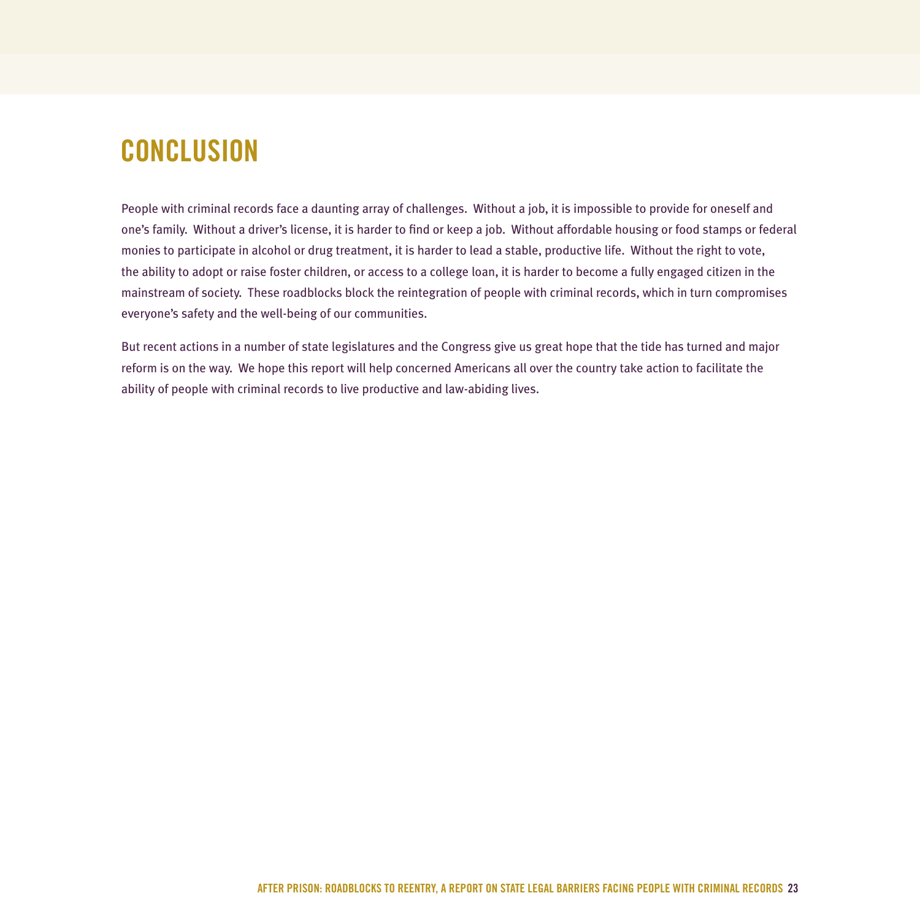# CONCLUSION

People with criminal records face a daunting array of challenges. Without a job, it is impossible to provide for oneself and one's family. Without a driver's license, it is harder to find or keep a job. Without affordable housing or food stamps or federal monies to participate in alcohol or drug treatment, it is harder to lead a stable, productive life. Without the right to vote, the ability to adopt or raise foster children, or access to a college loan, it is harder to become a fully engaged citizen in the mainstream of society. These roadblocks block the reintegration of people with criminal records, which in turn compromises everyone's safety and the well-being of our communities.

But recent actions in a number of state legislatures and the Congress give us great hope that the tide has turned and major reform is on the way. We hope this report will help concerned Americans all over the country take action to facilitate the ability of people with criminal records to live productive and law-abiding lives.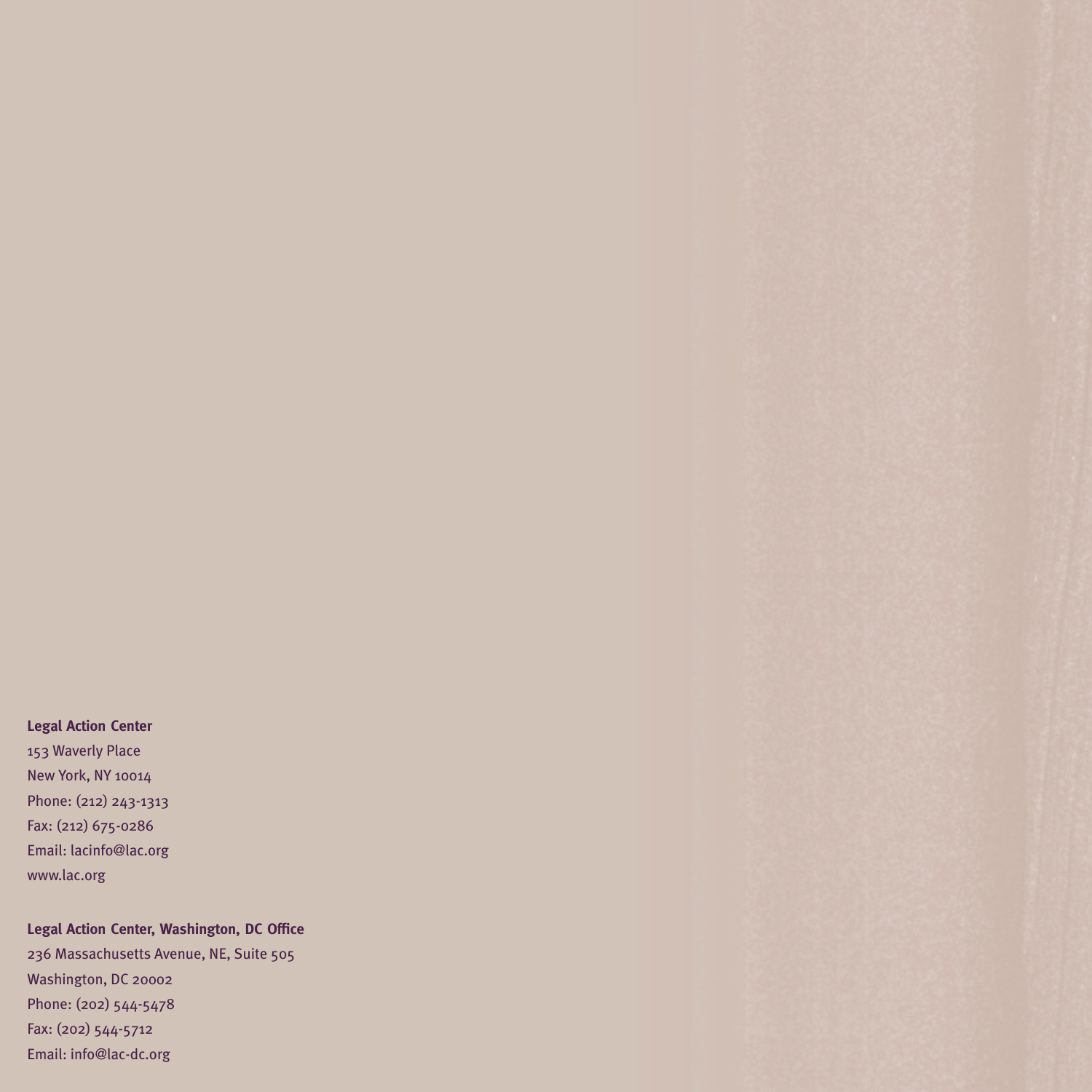**Legal Action Center**

153 Waverly Place
New York, NY 10014
Phone: (212) 243-1313
Fax: (212) 675-0286
Email: lacinfo@lac.org
www.lac.org

**Legal Action Center, Washington, DC Office**

236 Massachusetts Avenue, NE, Suite 505
Washington, DC 20002
Phone: (202) 544-5478
Fax: (202) 544-5712
Email: info@lac-dc.org